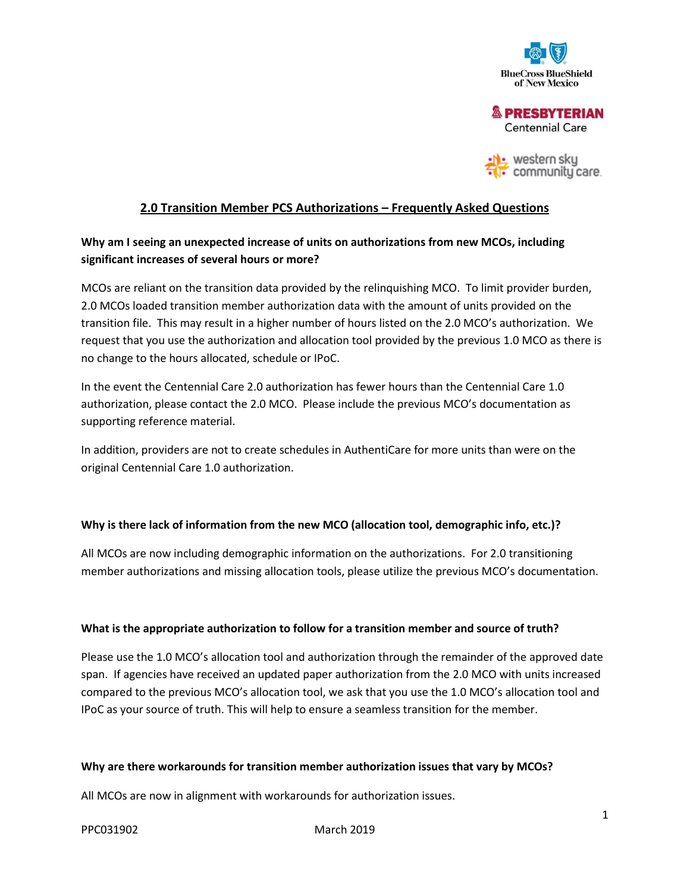BlueCross BlueShield of New Mexico

PRESBYTERIAN Centennial Care

western sky community care

## 2.0 Transition Member PCS Authorizations – Frequently Asked Questions

**Why am I seeing an unexpected increase of units on authorizations from new MCOs, including significant increases of several hours or more?**

MCOs are reliant on the transition data provided by the relinquishing MCO. To limit provider burden, 2.0 MCOs loaded transition member authorization data with the amount of units provided on the transition file. This may result in a higher number of hours listed on the 2.0 MCO's authorization. We request that you use the authorization and allocation tool provided by the previous 1.0 MCO as there is no change to the hours allocated, schedule or IPoC.

In the event the Centennial Care 2.0 authorization has fewer hours than the Centennial Care 1.0 authorization, please contact the 2.0 MCO. Please include the previous MCO's documentation as supporting reference material.

In addition, providers are not to create schedules in AuthentiCare for more units than were on the original Centennial Care 1.0 authorization.

**Why is there lack of information from the new MCO (allocation tool, demographic info, etc.)?**

All MCOs are now including demographic information on the authorizations. For 2.0 transitioning member authorizations and missing allocation tools, please utilize the previous MCO's documentation.

**What is the appropriate authorization to follow for a transition member and source of truth?**

Please use the 1.0 MCO's allocation tool and authorization through the remainder of the approved date span. If agencies have received an updated paper authorization from the 2.0 MCO with units increased compared to the previous MCO's allocation tool, we ask that you use the 1.0 MCO's allocation tool and IPoC as your source of truth. This will help to ensure a seamless transition for the member.

**Why are there workarounds for transition member authorization issues that vary by MCOs?**

All MCOs are now in alignment with workarounds for authorization issues.

PPC031902 March 2019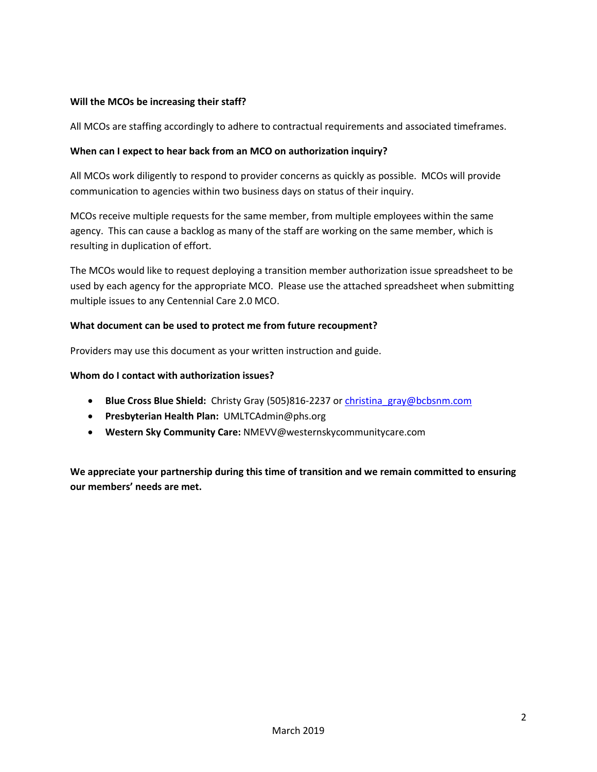**Will the MCOs be increasing their staff?**

All MCOs are staffing accordingly to adhere to contractual requirements and associated timeframes.

**When can I expect to hear back from an MCO on authorization inquiry?**

All MCOs work diligently to respond to provider concerns as quickly as possible. MCOs will provide communication to agencies within two business days on status of their inquiry.

MCOs receive multiple requests for the same member, from multiple employees within the same agency. This can cause a backlog as many of the staff are working on the same member, which is resulting in duplication of effort.

The MCOs would like to request deploying a transition member authorization issue spreadsheet to be used by each agency for the appropriate MCO. Please use the attached spreadsheet when submitting multiple issues to any Centennial Care 2.0 MCO.

**What document can be used to protect me from future recoupment?**

Providers may use this document as your written instruction and guide.

**Whom do I contact with authorization issues?**

- **Blue Cross Blue Shield:** Christy Gray (505)816-2237 or christina_gray@bcbsnm.com
- **Presbyterian Health Plan:** UMLTCAdmin@phs.org
- **Western Sky Community Care:** NMEVV@westernskycommunitycare.com

**We appreciate your partnership during this time of transition and we remain committed to ensuring our members' needs are met.**

March 2019